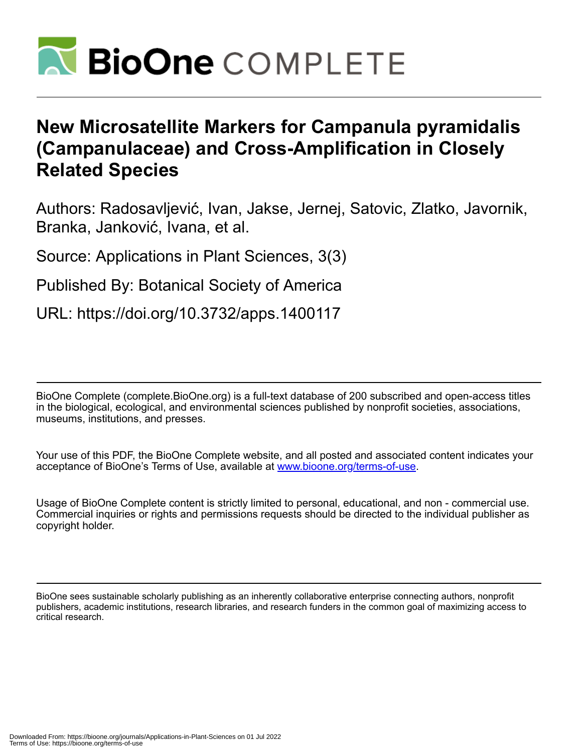# New Microsatellite Markers for Campanula pyramidalis (Campanulaceae) and Cross-Amplification in Closely Related Species

Authors: Radosavljević, Ivan, Jakse, Jernej, Satovic, Zlatko, Javornik, Branka, Janković, Ivana, et al.

Source: Applications in Plant Sciences, 3(3)

Published By: Botanical Society of America

URL: https://doi.org/10.3732/apps.1400117

BioOne Complete (complete.BioOne.org) is a full-text database of 200 subscribed and open-access titles in the biological, ecological, and environmental sciences published by nonprofit societies, associations, museums, institutions, and presses.

Your use of this PDF, the BioOne Complete website, and all posted and associated content indicates your acceptance of BioOne's Terms of Use, available at www.bioone.org/terms-of-use.

Usage of BioOne Complete content is strictly limited to personal, educational, and non - commercial use. Commercial inquiries or rights and permissions requests should be directed to the individual publisher as copyright holder.

BioOne sees sustainable scholarly publishing as an inherently collaborative enterprise connecting authors, nonprofit publishers, academic institutions, research libraries, and research funders in the common goal of maximizing access to critical research.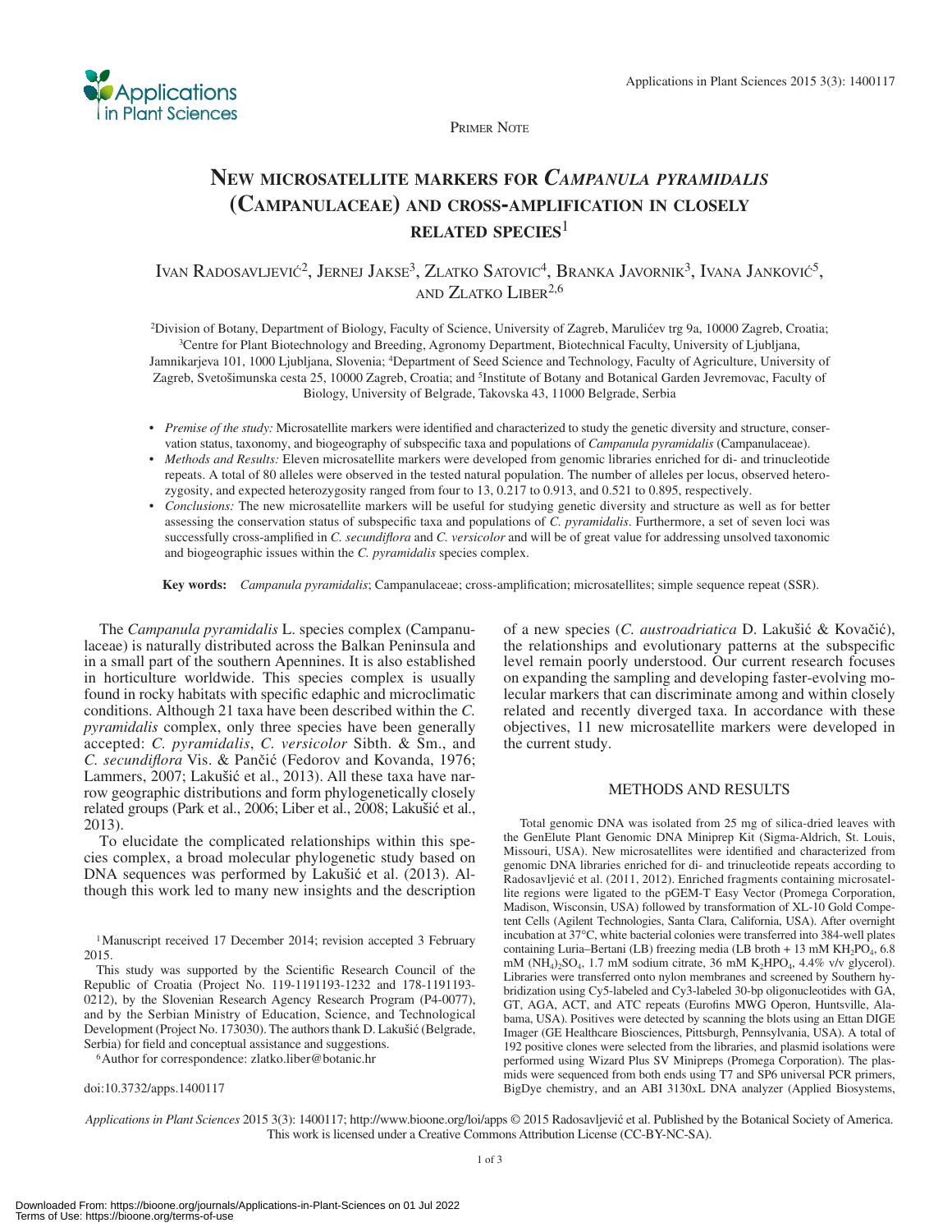# New microsatellite markers for *Campanula pyramidalis* (Campanulaceae) and cross-amplification in closely related species[1]

Ivan Radosavljević[2], Jernej Jakse[3], Zlatko Satovic[4], Branka Javornik[3], Ivana Janković[5], and Zlatko Liber[2,6]

[2]Division of Botany, Department of Biology, Faculty of Science, University of Zagreb, Marulićev trg 9a, 10000 Zagreb, Croatia; [3]Centre for Plant Biotechnology and Breeding, Agronomy Department, Biotechnical Faculty, University of Ljubljana, Jamnikarjeva 101, 1000 Ljubljana, Slovenia; [4]Department of Seed Science and Technology, Faculty of Agriculture, University of Zagreb, Svetošimunska cesta 25, 10000 Zagreb, Croatia; and [5]Institute of Botany and Botanical Garden Jevremovac, Faculty of Biology, University of Belgrade, Takovska 43, 11000 Belgrade, Serbia

- *Premise of the study:* Microsatellite markers were identified and characterized to study the genetic diversity and structure, conservation status, taxonomy, and biogeography of subspecific taxa and populations of *Campanula pyramidalis* (Campanulaceae).
- *Methods and Results:* Eleven microsatellite markers were developed from genomic libraries enriched for di- and trinucleotide repeats. A total of 80 alleles were observed in the tested natural population. The number of alleles per locus, observed heterozygosity, and expected heterozygosity ranged from four to 13, 0.217 to 0.913, and 0.521 to 0.895, respectively.
- *Conclusions:* The new microsatellite markers will be useful for studying genetic diversity and structure as well as for better assessing the conservation status of subspecific taxa and populations of *C. pyramidalis*. Furthermore, a set of seven loci was successfully cross-amplified in *C. secundiflora* and *C. versicolor* and will be of great value for addressing unsolved taxonomic and biogeographic issues within the *C. pyramidalis* species complex.

**Key words:** *Campanula pyramidalis*; Campanulaceae; cross-amplification; microsatellites; simple sequence repeat (SSR).

The *Campanula pyramidalis* L. species complex (Campanulaceae) is naturally distributed across the Balkan Peninsula and in a small part of the southern Apennines. It is also established in horticulture worldwide. This species complex is usually found in rocky habitats with specific edaphic and microclimatic conditions. Although 21 taxa have been described within the *C. pyramidalis* complex, only three species have been generally accepted: *C. pyramidalis*, *C. versicolor* Sibth. & Sm., and *C. secundiflora* Vis. & Pančić (Fedorov and Kovanda, 1976; Lammers, 2007; Lakušić et al., 2013). All these taxa have narrow geographic distributions and form phylogenetically closely related groups (Park et al., 2006; Liber et al., 2008; Lakušić et al., 2013).

To elucidate the complicated relationships within this species complex, a broad molecular phylogenetic study based on DNA sequences was performed by Lakušić et al. (2013). Although this work led to many new insights and the description of a new species (*C. austroadriatica* D. Lakušić & Kovačić), the relationships and evolutionary patterns at the subspecific level remain poorly understood. Our current research focuses on expanding the sampling and developing faster-evolving molecular markers that can discriminate among and within closely related and recently diverged taxa. In accordance with these objectives, 11 new microsatellite markers were developed in the current study.

## METHODS AND RESULTS

Total genomic DNA was isolated from 25 mg of silica-dried leaves with the GenElute Plant Genomic DNA Miniprep Kit (Sigma-Aldrich, St. Louis, Missouri, USA). New microsatellites were identified and characterized from genomic DNA libraries enriched for di- and trinucleotide repeats according to Radosavljević et al. (2011, 2012). Enriched fragments containing microsatellite regions were ligated to the pGEM-T Easy Vector (Promega Corporation, Madison, Wisconsin, USA) followed by transformation of XL-10 Gold Competent Cells (Agilent Technologies, Santa Clara, California, USA). After overnight incubation at 37°C, white bacterial colonies were transferred into 384-well plates containing Luria–Bertani (LB) freezing media (LB broth + 13 mM $KH_2PO_4$, 6.8 mM $(NH_4)_2SO_4$, 1.7 mM sodium citrate, 36 mM $K_2HPO_4$, 4.4% v/v glycerol). Libraries were transferred onto nylon membranes and screened by Southern hybridization using Cy5-labeled and Cy3-labeled 30-bp oligonucleotides with GA, GT, AGA, ACT, and ATC repeats (Eurofins MWG Operon, Huntsville, Alabama, USA). Positives were detected by scanning the blots using an Ettan DIGE Imager (GE Healthcare Biosciences, Pittsburgh, Pennsylvania, USA). A total of 192 positive clones were selected from the libraries, and plasmid isolations were performed using Wizard Plus SV Minipreps (Promega Corporation). The plasmids were sequenced from both ends using T7 and SP6 universal PCR primers, BigDye chemistry, and an ABI 3130xL DNA analyzer (Applied Biosystems,

[1]Manuscript received 17 December 2014; revision accepted 3 February 2015.

This study was supported by the Scientific Research Council of the Republic of Croatia (Project No. 119-1191193-1232 and 178-1191193-0212), by the Slovenian Research Agency Research Program (P4-0077), and by the Serbian Ministry of Education, Science, and Technological Development (Project No. 173030). The authors thank D. Lakušić (Belgrade, Serbia) for field and conceptual assistance and suggestions.

[6]Author for correspondence: zlatko.liber@botanic.hr

doi:10.3732/apps.1400117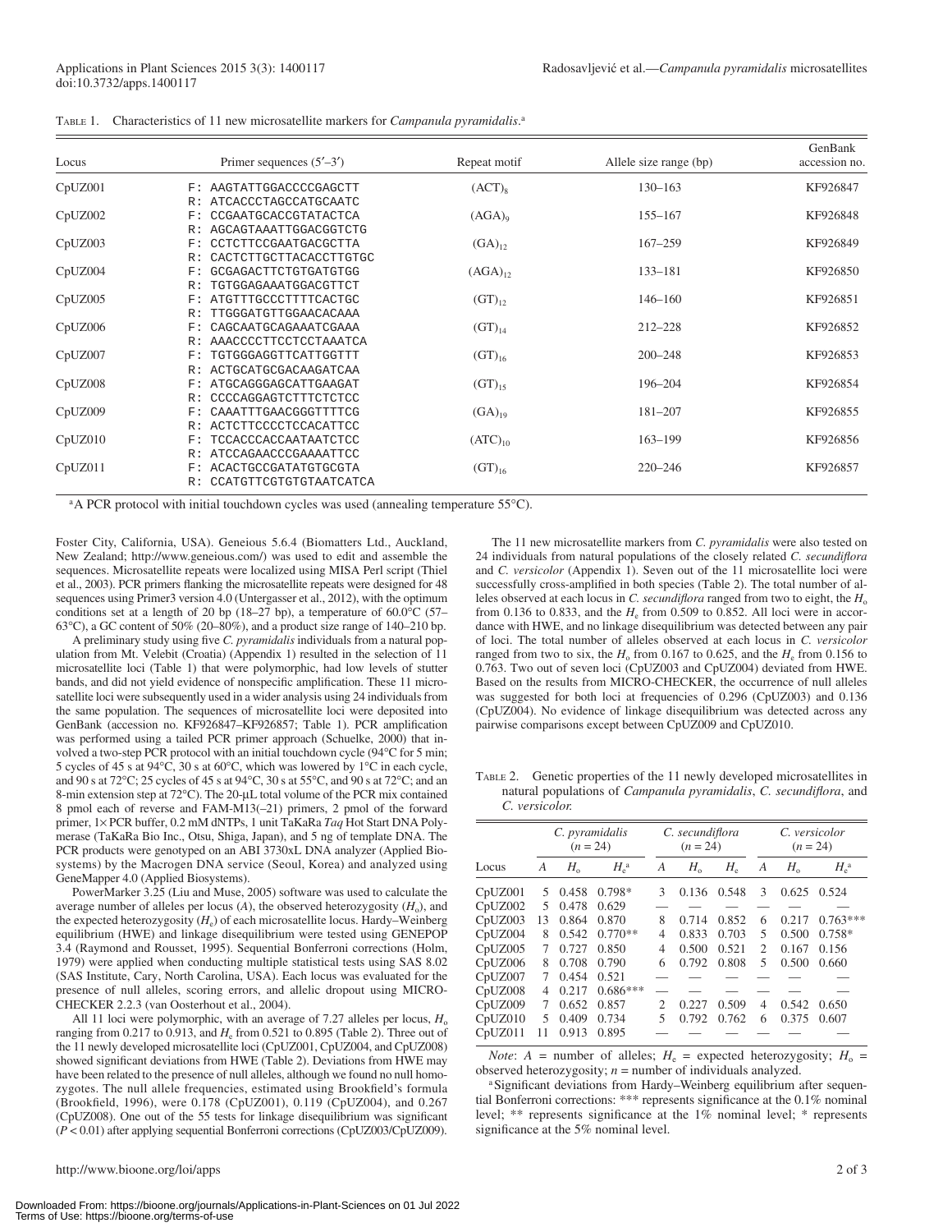Table 1. Characteristics of 11 new microsatellite markers for *Campanula pyramidalis*.[a]

| Locus | Primer sequences (5′–3′) | Repeat motif | Allele size range (bp) | GenBank accession no. |
|---|---|---|---|---|
| CpUZ001 | F: AAGTATTGGACCCCGAGCTT<br>R: ATCACCCTAGCCATGCAATC | $(ACT)_8$ | 130–163 | KF926847 |
| CpUZ002 | F: CCGAATGCACCGTATACTCA<br>R: AGCAGTAAATTGGACGGTCTG | $(AGA)_9$ | 155–167 | KF926848 |
| CpUZ003 | F: CCTCTTCCGAATGACGCTTA<br>R: CACTCTTGCTTACACCTTGTGC | $(GA)_{12}$ | 167–259 | KF926849 |
| CpUZ004 | F: GCGAGACTTCTGTGATGTGG<br>R: TGTGGAGAAATGGACGTTCT | $(AGA)_{12}$ | 133–181 | KF926850 |
| CpUZ005 | F: ATGTTTGCCCTTTTCACTGC<br>R: TTGGGATGTTGGAACACAAA | $(GT)_{12}$ | 146–160 | KF926851 |
| CpUZ006 | F: CAGCAATGCAGAAATCGAAA<br>R: AAACCCCTTCCTCCTAAATCA | $(GT)_{14}$ | 212–228 | KF926852 |
| CpUZ007 | F: TGTGGGAGGTTCATTGGTTT<br>R: ACTGCATGCGACAAGATCAA | $(GT)_{16}$ | 200–248 | KF926853 |
| CpUZ008 | F: ATGCAGGGAGCATTGAAGAT<br>R: CCCCAGGAGTCTTTCTCTCC | $(GT)_{15}$ | 196–204 | KF926854 |
| CpUZ009 | F: CAAATTTGAACGGGTTTTCG<br>R: ACTCTTCCCCTCCACATTCC | $(GA)_{19}$ | 181–207 | KF926855 |
| CpUZ010 | F: TCCACCCACCAATAATCTCC<br>R: ATCCAGAACCCGAAAATTCC | $(ATC)_{10}$ | 163–199 | KF926856 |
| CpUZ011 | F: ACACTGCCGATATGTGCGTA<br>R: CCATGTTCGTGTGTAATCATCA | $(GT)_{16}$ | 220–246 | KF926857 |

[a] A PCR protocol with initial touchdown cycles was used (annealing temperature 55°C).

Foster City, California, USA). Geneious 5.6.4 (Biomatters Ltd., Auckland, New Zealand; http://www.geneious.com/) was used to edit and assemble the sequences. Microsatellite repeats were localized using MISA Perl script (Thiel et al., 2003). PCR primers flanking the microsatellite repeats were designed for 48 sequences using Primer3 version 4.0 (Untergasser et al., 2012), with the optimum conditions set at a length of 20 bp (18–27 bp), a temperature of 60.0°C (57–63°C), a GC content of 50% (20–80%), and a product size range of 140–210 bp.

A preliminary study using five *C. pyramidalis* individuals from a natural population from Mt. Velebit (Croatia) (Appendix 1) resulted in the selection of 11 microsatellite loci (Table 1) that were polymorphic, had low levels of stutter bands, and did not yield evidence of nonspecific amplification. These 11 microsatellite loci were subsequently used in a wider analysis using 24 individuals from the same population. The sequences of microsatellite loci were deposited into GenBank (accession no. KF926847–KF926857; Table 1). PCR amplification was performed using a tailed PCR primer approach (Schuelke, 2000) that involved a two-step PCR protocol with an initial touchdown cycle (94°C for 5 min; 5 cycles of 45 s at 94°C, 30 s at 60°C, which was lowered by 1°C in each cycle, and 90 s at 72°C; 25 cycles of 45 s at 94°C, 30 s at 55°C, and 90 s at 72°C; and an 8-min extension step at 72°C). The 20-μL total volume of the PCR mix contained 8 pmol each of reverse and FAM-M13(−21) primers, 2 pmol of the forward primer, 1× PCR buffer, 0.2 mM dNTPs, 1 unit TaKaRa *Taq* Hot Start DNA Polymerase (TaKaRa Bio Inc., Otsu, Shiga, Japan), and 5 ng of template DNA. The PCR products were genotyped on an ABI 3730xL DNA analyzer (Applied Biosystems) by the Macrogen DNA service (Seoul, Korea) and analyzed using GeneMapper 4.0 (Applied Biosystems).

PowerMarker 3.25 (Liu and Muse, 2005) software was used to calculate the average number of alleles per locus (*A*), the observed heterozygosity ($H_o$), and the expected heterozygosity ($H_e$) of each microsatellite locus. Hardy–Weinberg equilibrium (HWE) and linkage disequilibrium were tested using GENEPOP 3.4 (Raymond and Rousset, 1995). Sequential Bonferroni corrections (Holm, 1979) were applied when conducting multiple statistical tests using SAS 8.02 (SAS Institute, Cary, North Carolina, USA). Each locus was evaluated for the presence of null alleles, scoring errors, and allelic dropout using MICRO-CHECKER 2.2.3 (van Oosterhout et al., 2004).

All 11 loci were polymorphic, with an average of 7.27 alleles per locus, $H_o$ ranging from 0.217 to 0.913, and $H_e$ from 0.521 to 0.895 (Table 2). Three out of the 11 newly developed microsatellite loci (CpUZ001, CpUZ004, and CpUZ008) showed significant deviations from HWE (Table 2). Deviations from HWE may have been related to the presence of null alleles, although we found no null homozygotes. The null allele frequencies, estimated using Brookfield's formula (Brookfield, 1996), were 0.178 (CpUZ001), 0.119 (CpUZ004), and 0.267 (CpUZ008). One out of the 55 tests for linkage disequilibrium was significant ($P < 0.01$) after applying sequential Bonferroni corrections (CpUZ003/CpUZ009).

The 11 new microsatellite markers from *C. pyramidalis* were also tested on 24 individuals from natural populations of the closely related *C. secundiflora* and *C. versicolor* (Appendix 1). Seven out of the 11 microsatellite loci were successfully cross-amplified in both species (Table 2). The total number of alleles observed at each locus in *C. secundiflora* ranged from two to eight, the $H_o$ from 0.136 to 0.833, and the $H_e$ from 0.509 to 0.852. All loci were in accordance with HWE, and no linkage disequilibrium was detected between any pair of loci. The total number of alleles observed at each locus in *C. versicolor* ranged from two to six, the $H_o$ from 0.167 to 0.625, and the $H_e$ from 0.156 to 0.763. Two out of seven loci (CpUZ003 and CpUZ004) deviated from HWE. Based on the results from MICRO-CHECKER, the occurrence of null alleles was suggested for both loci at frequencies of 0.296 (CpUZ003) and 0.136 (CpUZ004). No evidence of linkage disequilibrium was detected across any pairwise comparisons except between CpUZ009 and CpUZ010.

Table 2. Genetic properties of the 11 newly developed microsatellites in natural populations of *Campanula pyramidalis*, *C. secundiflora*, and *C. versicolor.*

| | *C. pyramidalis* ($n$ = 24) | | | *C. secundiflora* ($n$ = 24) | | | *C. versicolor* ($n$ = 24) | | |
|---|---|---|---|---|---|---|---|---|---|
| Locus | *A* | $H_o$ | $H_e$[a] | *A* | $H_o$ | $H_e$ | *A* | $H_o$ | $H_e$[a] |
| CpUZ001 | 5 | 0.458 | 0.798* | 3 | 0.136 | 0.548 | 3 | 0.625 | 0.524 |
| CpUZ002 | 5 | 0.478 | 0.629 | — | — | — | — | — | — |
| CpUZ003 | 13 | 0.864 | 0.870 | 8 | 0.714 | 0.852 | 6 | 0.217 | 0.763*** |
| CpUZ004 | 8 | 0.542 | 0.770** | 4 | 0.833 | 0.703 | 5 | 0.500 | 0.758* |
| CpUZ005 | 7 | 0.727 | 0.850 | 4 | 0.500 | 0.521 | 2 | 0.167 | 0.156 |
| CpUZ006 | 8 | 0.708 | 0.790 | 6 | 0.792 | 0.808 | 5 | 0.500 | 0.660 |
| CpUZ007 | 7 | 0.454 | 0.521 | — | — | — | — | — | — |
| CpUZ008 | 4 | 0.217 | 0.686*** | — | — | — | — | — | — |
| CpUZ009 | 7 | 0.652 | 0.857 | 2 | 0.227 | 0.509 | 4 | 0.542 | 0.650 |
| CpUZ010 | 5 | 0.409 | 0.734 | 5 | 0.792 | 0.762 | 6 | 0.375 | 0.607 |
| CpUZ011 | 11 | 0.913 | 0.895 | — | — | — | — | — | — |

*Note*: *A* = number of alleles; $H_e$ = expected heterozygosity; $H_o$ = observed heterozygosity; $n$ = number of individuals analyzed.

[a] Significant deviations from Hardy–Weinberg equilibrium after sequential Bonferroni corrections: *** represents significance at the 0.1% nominal level; ** represents significance at the 1% nominal level; * represents significance at the 5% nominal level.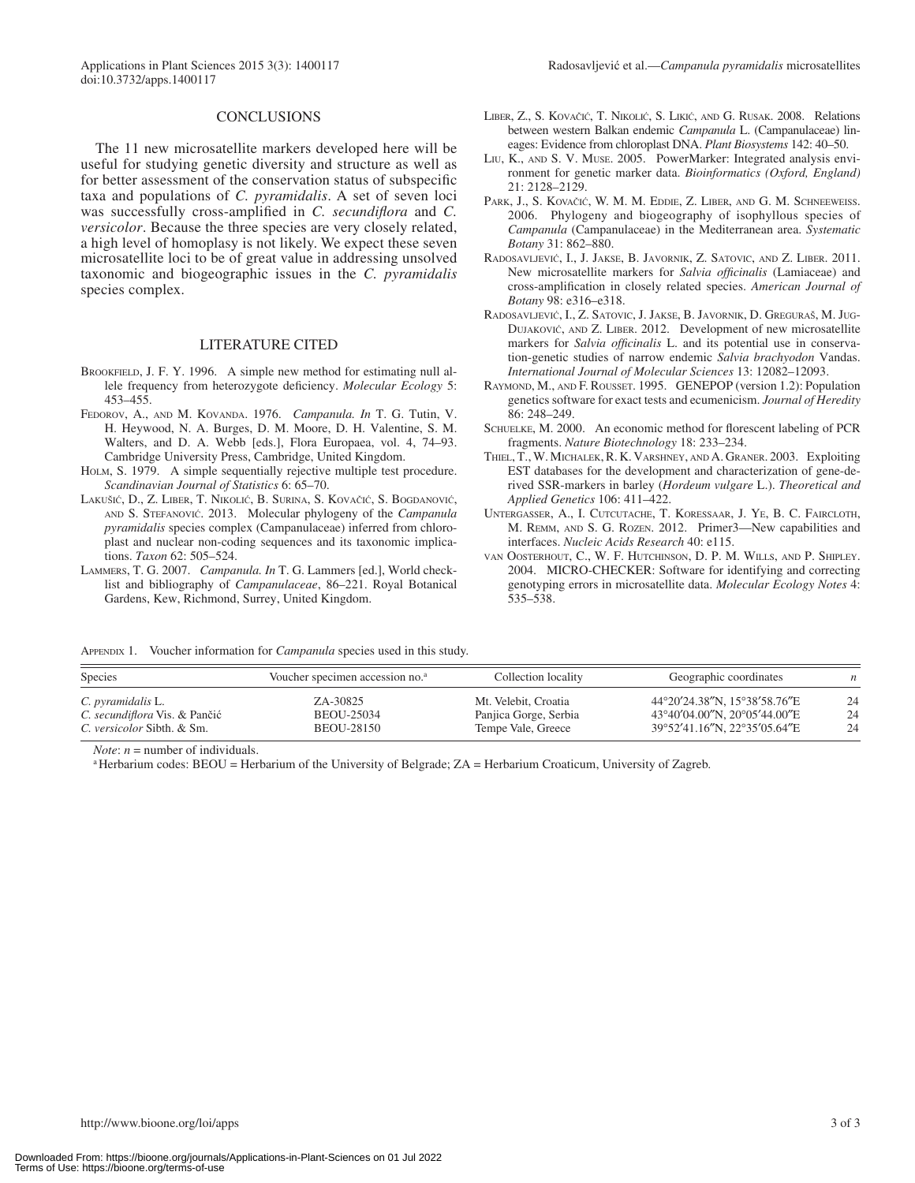## CONCLUSIONS

The 11 new microsatellite markers developed here will be useful for studying genetic diversity and structure as well as for better assessment of the conservation status of subspecific taxa and populations of *C. pyramidalis*. A set of seven loci was successfully cross-amplified in *C. secundiflora* and *C. versicolor*. Because the three species are very closely related, a high level of homoplasy is not likely. We expect these seven microsatellite loci to be of great value in addressing unsolved taxonomic and biogeographic issues in the *C. pyramidalis* species complex.

## LITERATURE CITED

Brookfield, J. F. Y. 1996. A simple new method for estimating null allele frequency from heterozygote deficiency. *Molecular Ecology* 5: 453–455.

Fedorov, A., and M. Kovanda. 1976. *Campanula. In* T. G. Tutin, V. H. Heywood, N. A. Burges, D. M. Moore, D. H. Valentine, S. M. Walters, and D. A. Webb [eds.], Flora Europaea, vol. 4, 74–93. Cambridge University Press, Cambridge, United Kingdom.

Holm, S. 1979. A simple sequentially rejective multiple test procedure. *Scandinavian Journal of Statistics* 6: 65–70.

Lakušić, D., Z. Liber, T. Nikolić, B. Surina, S. Kovačić, S. Bogdanović, and S. Stefanović. 2013. Molecular phylogeny of the *Campanula pyramidalis* species complex (Campanulaceae) inferred from chloroplast and nuclear non-coding sequences and its taxonomic implications. *Taxon* 62: 505–524.

Lammers, T. G. 2007. *Campanula. In* T. G. Lammers [ed.], World checklist and bibliography of *Campanulaceae*, 86–221. Royal Botanical Gardens, Kew, Richmond, Surrey, United Kingdom.

Liber, Z., S. Kovačić, T. Nikolić, S. Likić, and G. Rusak. 2008. Relations between western Balkan endemic *Campanula* L. (Campanulaceae) lineages: Evidence from chloroplast DNA. *Plant Biosystems* 142: 40–50.

Liu, K., and S. V. Muse. 2005. PowerMarker: Integrated analysis environment for genetic marker data. *Bioinformatics (Oxford, England)* 21: 2128–2129.

Park, J., S. Kovačić, W. M. M. Eddie, Z. Liber, and G. M. Schneeweiss. 2006. Phylogeny and biogeography of isophyllous species of *Campanula* (Campanulaceae) in the Mediterranean area. *Systematic Botany* 31: 862–880.

Radosavljević, I., J. Jakse, B. Javornik, Z. Satovic, and Z. Liber. 2011. New microsatellite markers for *Salvia officinalis* (Lamiaceae) and cross-amplification in closely related species. *American Journal of Botany* 98: e316–e318.

Radosavljević, I., Z. Satovic, J. Jakse, B. Javornik, D. Greguraš, M. Jug-Dujaković, and Z. Liber. 2012. Development of new microsatellite markers for *Salvia officinalis* L. and its potential use in conservation-genetic studies of narrow endemic *Salvia brachyodon* Vandas. *International Journal of Molecular Sciences* 13: 12082–12093.

Raymond, M., and F. Rousset. 1995. GENEPOP (version 1.2): Population genetics software for exact tests and ecumenicism. *Journal of Heredity* 86: 248–249.

Schuelke, M. 2000. An economic method for florescent labeling of PCR fragments. *Nature Biotechnology* 18: 233–234.

Thiel, T., W. Michalek, R. K. Varshney, and A. Graner. 2003. Exploiting EST databases for the development and characterization of gene-derived SSR-markers in barley (*Hordeum vulgare* L.). *Theoretical and Applied Genetics* 106: 411–422.

Untergasser, A., I. Cutcutache, T. Koressaar, J. Ye, B. C. Faircloth, M. Remm, and S. G. Rozen. 2012. Primer3—New capabilities and interfaces. *Nucleic Acids Research* 40: e115.

van Oosterhout, C., W. F. Hutchinson, D. P. M. Wills, and P. Shipley. 2004. MICRO-CHECKER: Software for identifying and correcting genotyping errors in microsatellite data. *Molecular Ecology Notes* 4: 535–538.

Appendix 1. Voucher information for *Campanula* species used in this study.

| Species | Voucher specimen accession no.[a] | Collection locality | Geographic coordinates | *n* |
|---|---|---|---|---|
| *C. pyramidalis* L. | ZA-30825 | Mt. Velebit, Croatia | 44°20′24.38″N, 15°38′58.76″E | 24 |
| *C. secundiflora* Vis. & Pančić | BEOU-25034 | Panjica Gorge, Serbia | 43°40′04.00″N, 20°05′44.00″E | 24 |
| *C. versicolor* Sibth. & Sm. | BEOU-28150 | Tempe Vale, Greece | 39°52′41.16″N, 22°35′05.64″E | 24 |

*Note*: $n$ = number of individuals.

[a] Herbarium codes: BEOU = Herbarium of the University of Belgrade; ZA = Herbarium Croaticum, University of Zagreb.